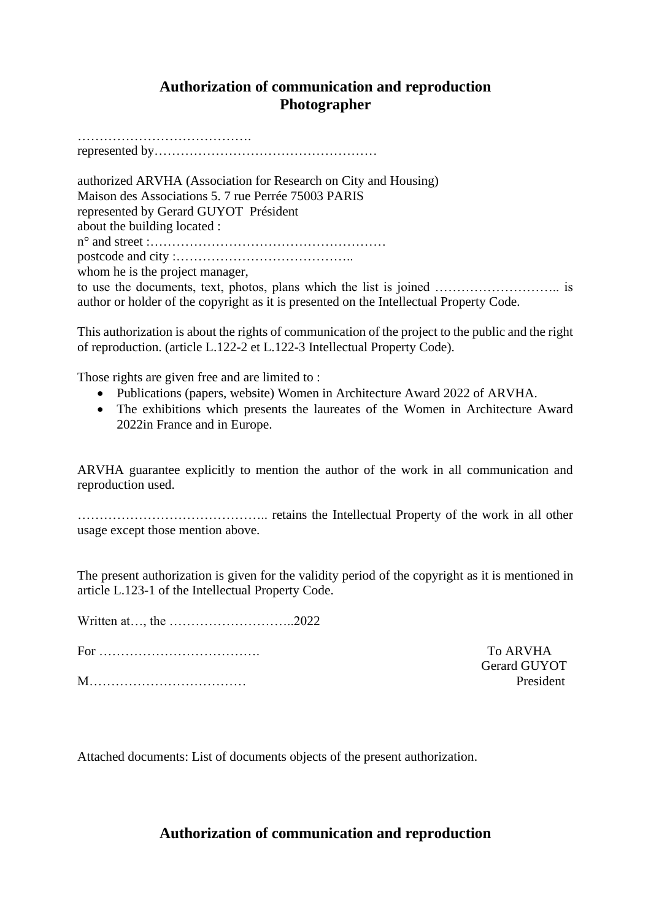## Authorization of communication and reproduction
## Photographer

………………………………….
represented by……………………………………………

authorized ARVHA (Association for Research on City and Housing)
Maison des Associations 5. 7 rue Perrée 75003 PARIS
represented by Gerard GUYOT Président
about the building located :
n° and street :………………………………………………
postcode and city :…………………………………..
whom he is the project manager,
to use the documents, text, photos, plans which the list is joined ……………………….. is author or holder of the copyright as it is presented on the Intellectual Property Code.

This authorization is about the rights of communication of the project to the public and the right of reproduction. (article L.122-2 et L.122-3 Intellectual Property Code).

Those rights are given free and are limited to :

- Publications (papers, website) Women in Architecture Award 2022 of ARVHA.
- The exhibitions which presents the laureates of the Women in Architecture Award 2022in France and in Europe.

ARVHA guarantee explicitly to mention the author of the work in all communication and reproduction used.

…………………………………….. retains the Intellectual Property of the work in all other usage except those mention above.

The present authorization is given for the validity period of the copyright as it is mentioned in article L.123-1 of the Intellectual Property Code.

Written at…, the ………………………..2022

For ……………………………….

M………………………………

To ARVHA
Gerard GUYOT
President

Attached documents: List of documents objects of the present authorization.

## Authorization of communication and reproduction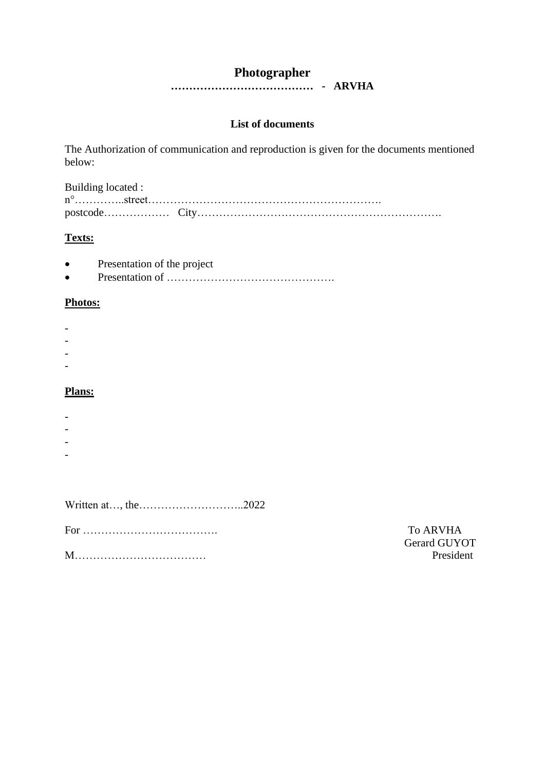# Photographer

**………………………………… - ARVHA**

**List of documents**

The Authorization of communication and reproduction is given for the documents mentioned below:

Building located :
n°…………..street……………………………………………………….
postcode……………… City………………………………………………………….

**Texts:**

- Presentation of the project
- Presentation of ……………………………………….

**Photos:**

-
-
-
-

**Plans:**

-
-
-
-

Written at…, the………………………..2022

For ………………………………. To ARVHA
Gerard GUYOT
M……………………………… President